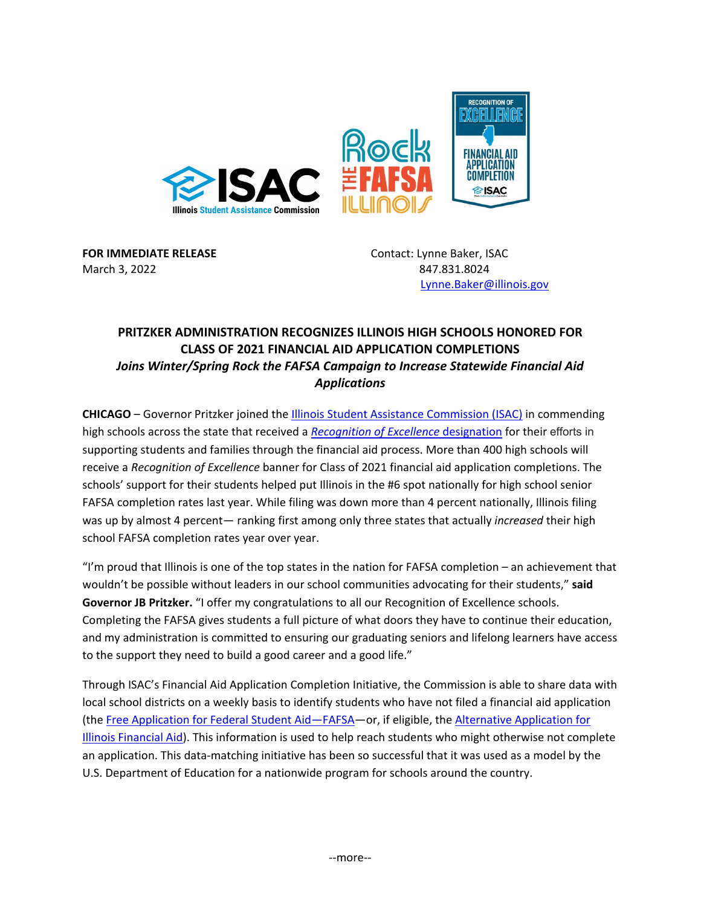**FOR IMMEDIATE RELEASE**
March 3, 2022

Contact: Lynne Baker, ISAC
847.831.8024
Lynne.Baker@illinois.gov

**PRITZKER ADMINISTRATION RECOGNIZES ILLINOIS HIGH SCHOOLS HONORED FOR CLASS OF 2021 FINANCIAL AID APPLICATION COMPLETIONS**
***Joins Winter/Spring Rock the FAFSA Campaign to Increase Statewide Financial Aid Applications***

**CHICAGO** – Governor Pritzker joined the Illinois Student Assistance Commission (ISAC) in commending high schools across the state that received a *Recognition of Excellence* designation for their efforts in supporting students and families through the financial aid process. More than 400 high schools will receive a *Recognition of Excellence* banner for Class of 2021 financial aid application completions. The schools' support for their students helped put Illinois in the #6 spot nationally for high school senior FAFSA completion rates last year. While filing was down more than 4 percent nationally, Illinois filing was up by almost 4 percent— ranking first among only three states that actually *increased* their high school FAFSA completion rates year over year.

"I'm proud that Illinois is one of the top states in the nation for FAFSA completion – an achievement that wouldn't be possible without leaders in our school communities advocating for their students," **said Governor JB Pritzker.** "I offer my congratulations to all our Recognition of Excellence schools. Completing the FAFSA gives students a full picture of what doors they have to continue their education, and my administration is committed to ensuring our graduating seniors and lifelong learners have access to the support they need to build a good career and a good life."

Through ISAC's Financial Aid Application Completion Initiative, the Commission is able to share data with local school districts on a weekly basis to identify students who have not filed a financial aid application (the Free Application for Federal Student Aid—FAFSA—or, if eligible, the Alternative Application for Illinois Financial Aid). This information is used to help reach students who might otherwise not complete an application. This data-matching initiative has been so successful that it was used as a model by the U.S. Department of Education for a nationwide program for schools around the country.

--more--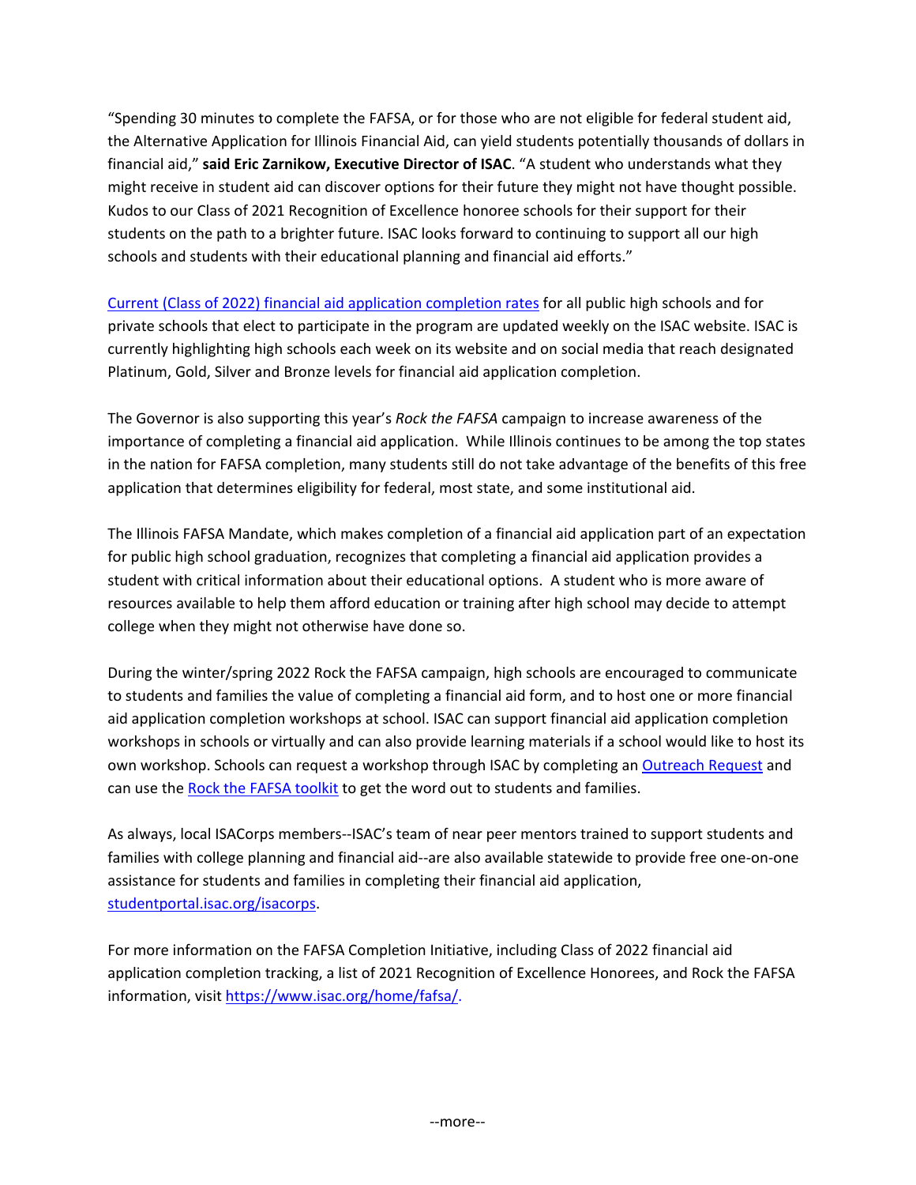"Spending 30 minutes to complete the FAFSA, or for those who are not eligible for federal student aid, the Alternative Application for Illinois Financial Aid, can yield students potentially thousands of dollars in financial aid," **said Eric Zarnikow, Executive Director of ISAC**. "A student who understands what they might receive in student aid can discover options for their future they might not have thought possible. Kudos to our Class of 2021 Recognition of Excellence honoree schools for their support for their students on the path to a brighter future. ISAC looks forward to continuing to support all our high schools and students with their educational planning and financial aid efforts."

Current (Class of 2022) financial aid application completion rates for all public high schools and for private schools that elect to participate in the program are updated weekly on the ISAC website. ISAC is currently highlighting high schools each week on its website and on social media that reach designated Platinum, Gold, Silver and Bronze levels for financial aid application completion.

The Governor is also supporting this year's *Rock the FAFSA* campaign to increase awareness of the importance of completing a financial aid application. While Illinois continues to be among the top states in the nation for FAFSA completion, many students still do not take advantage of the benefits of this free application that determines eligibility for federal, most state, and some institutional aid.

The Illinois FAFSA Mandate, which makes completion of a financial aid application part of an expectation for public high school graduation, recognizes that completing a financial aid application provides a student with critical information about their educational options. A student who is more aware of resources available to help them afford education or training after high school may decide to attempt college when they might not otherwise have done so.

During the winter/spring 2022 Rock the FAFSA campaign, high schools are encouraged to communicate to students and families the value of completing a financial aid form, and to host one or more financial aid application completion workshops at school. ISAC can support financial aid application completion workshops in schools or virtually and can also provide learning materials if a school would like to host its own workshop. Schools can request a workshop through ISAC by completing an Outreach Request and can use the Rock the FAFSA toolkit to get the word out to students and families.

As always, local ISACorps members--ISAC's team of near peer mentors trained to support students and families with college planning and financial aid--are also available statewide to provide free one-on-one assistance for students and families in completing their financial aid application, studentportal.isac.org/isacorps.

For more information on the FAFSA Completion Initiative, including Class of 2022 financial aid application completion tracking, a list of 2021 Recognition of Excellence Honorees, and Rock the FAFSA information, visit https://www.isac.org/home/fafsa/.

--more--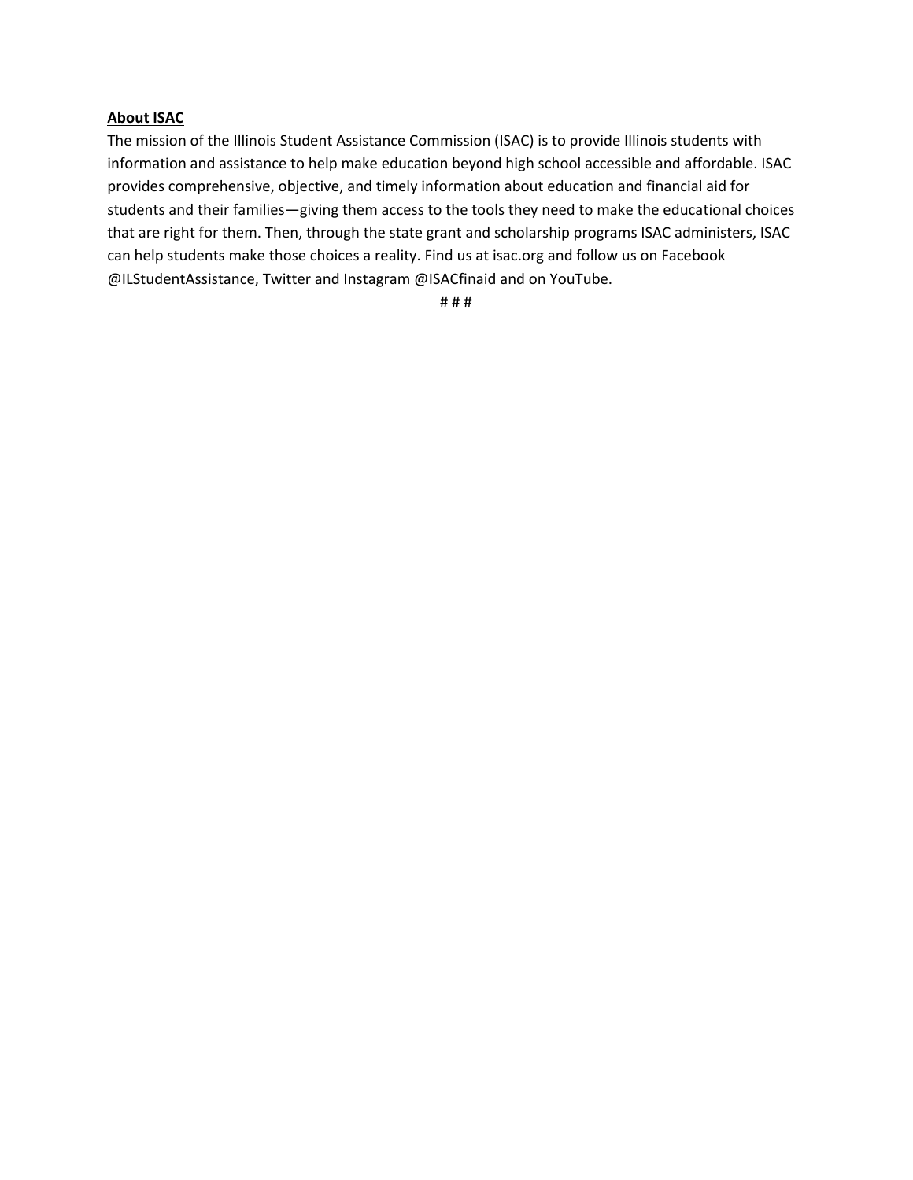**About ISAC**

The mission of the Illinois Student Assistance Commission (ISAC) is to provide Illinois students with information and assistance to help make education beyond high school accessible and affordable. ISAC provides comprehensive, objective, and timely information about education and financial aid for students and their families—giving them access to the tools they need to make the educational choices that are right for them. Then, through the state grant and scholarship programs ISAC administers, ISAC can help students make those choices a reality. Find us at isac.org and follow us on Facebook @ILStudentAssistance, Twitter and Instagram @ISACfinaid and on YouTube.

# # #